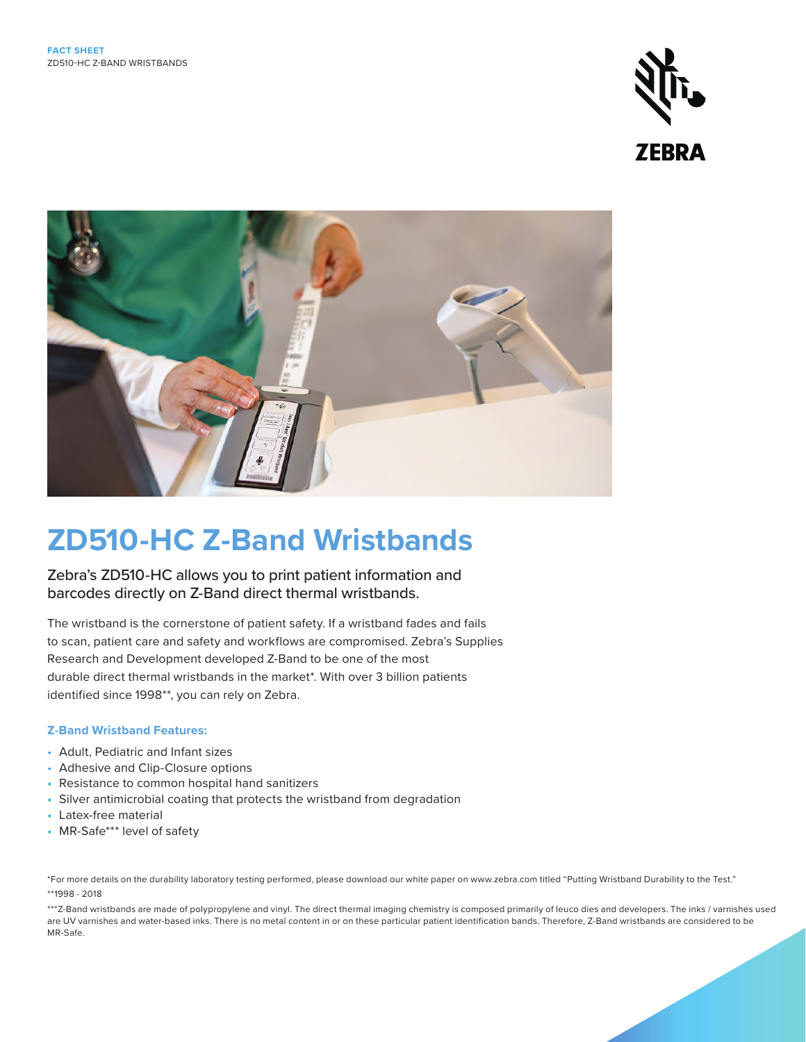FACT SHEET
ZD510-HC Z-BAND WRISTBANDS

# ZD510-HC Z-Band Wristbands

## Zebra's ZD510-HC allows you to print patient information and barcodes directly on Z-Band direct thermal wristbands.

The wristband is the cornerstone of patient safety. If a wristband fades and fails to scan, patient care and safety and workflows are compromised. Zebra's Supplies Research and Development developed Z-Band to be one of the most durable direct thermal wristbands in the market*. With over 3 billion patients identified since 1998**, you can rely on Zebra.

### Z-Band Wristband Features:

- Adult, Pediatric and Infant sizes
- Adhesive and Clip-Closure options
- Resistance to common hospital hand sanitizers
- Silver antimicrobial coating that protects the wristband from degradation
- Latex-free material
- MR-Safe*** level of safety

*For more details on the durability laboratory testing performed, please download our white paper on www.zebra.com titled "Putting Wristband Durability to the Test."

**1998 - 2018

***Z-Band wristbands are made of polypropylene and vinyl. The direct thermal imaging chemistry is composed primarily of leuco dies and developers. The inks / varnishes used are UV varnishes and water-based inks. There is no metal content in or on these particular patient identification bands. Therefore, Z-Band wristbands are considered to be MR-Safe.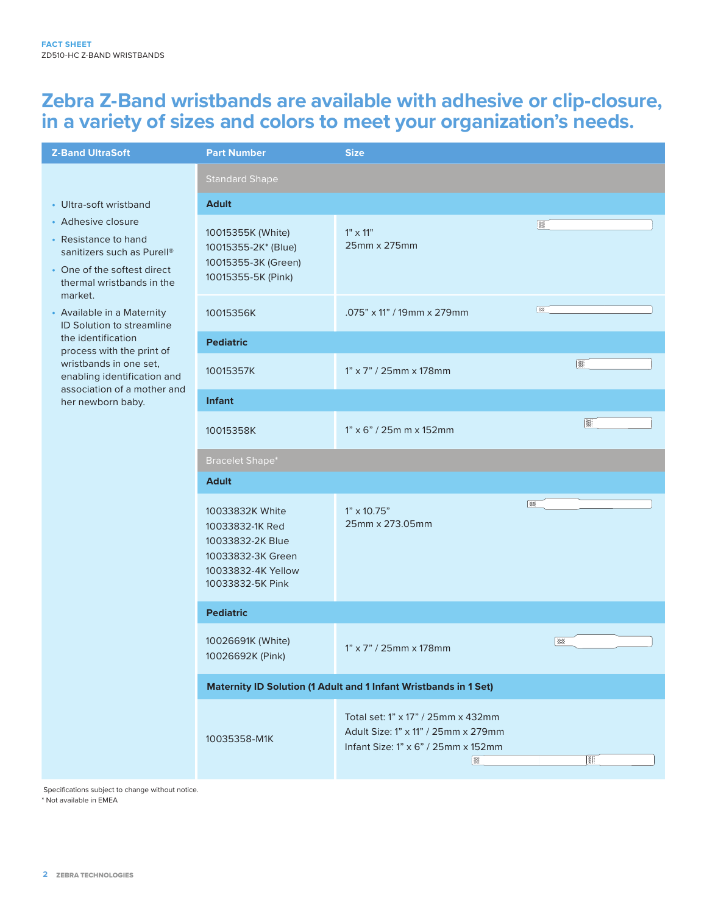# Zebra Z-Band wristbands are available with adhesive or clip-closure, in a variety of sizes and colors to meet your organization's needs.

| Z-Band UltraSoft | Part Number | Size |
|---|---|---|
| • Ultra-soft wristband<br>• Adhesive closure<br>• Resistance to hand sanitizers such as Purell®<br>• One of the softest direct thermal wristbands in the market.<br>• Available in a Maternity ID Solution to streamline the identification process with the print of wristbands in one set, enabling identification and association of a mother and her newborn baby. | Standard Shape | |
| | **Adult** | |
| | 10015355K (White)<br>10015355-2K* (Blue)<br>10015355-3K (Green)<br>10015355-5K (Pink) | 1" x 11"<br>25mm x 275mm |
| | 10015356K | .075" x 11" / 19mm x 279mm |
| | **Pediatric** | |
| | 10015357K | 1" x 7" / 25mm x 178mm |
| | **Infant** | |
| | 10015358K | 1" x 6" / 25m m x 152mm |
| | Bracelet Shape* | |
| | **Adult** | |
| | 10033832K White<br>10033832-1K Red<br>10033832-2K Blue<br>10033832-3K Green<br>10033832-4K Yellow<br>10033832-5K Pink | 1" x 10.75"<br>25mm x 273.05mm |
| | **Pediatric** | |
| | 10026691K (White)<br>10026692K (Pink) | 1" x 7" / 25mm x 178mm |
| | **Maternity ID Solution (1 Adult and 1 Infant Wristbands in 1 Set)** | |
| | 10035358-M1K | Total set: 1" x 17" / 25mm x 432mm<br>Adult Size: 1" x 11" / 25mm x 279mm<br>Infant Size: 1" x 6" / 25mm x 152mm |

Specifications subject to change without notice.
* Not available in EMEA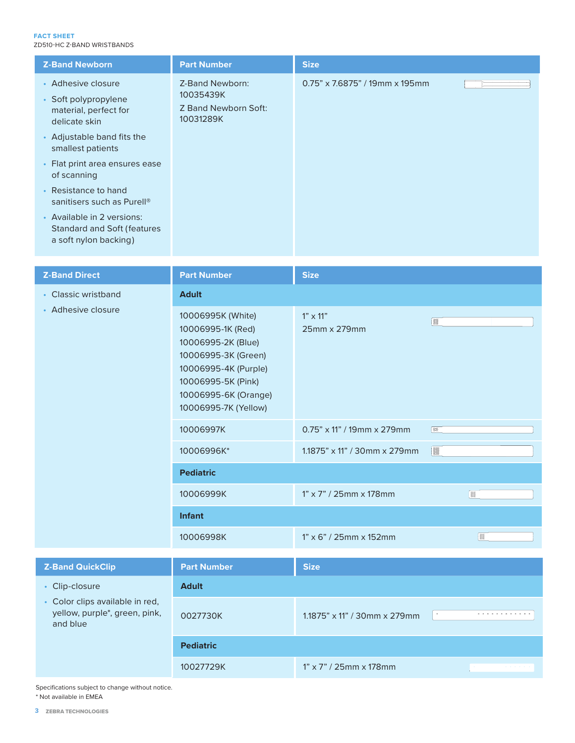| Z-Band Newborn | Part Number | Size |
| --- | --- | --- |
| • Adhesive closure<br>• Soft polypropylene material, perfect for delicate skin<br>• Adjustable band fits the smallest patients<br>• Flat print area ensures ease of scanning<br>• Resistance to hand sanitisers such as Purell®<br>• Available in 2 versions: Standard and Soft (features a soft nylon backing) | Z-Band Newborn: 10035439K<br>Z Band Newborn Soft: 10031289K | 0.75" x 7.6875" / 19mm x 195mm |

| Z-Band Direct | Part Number | Size |
| --- | --- | --- |
| • Classic wristband<br>• Adhesive closure | **Adult** | |
| | 10006995K (White)<br>10006995-1K (Red)<br>10006995-2K (Blue)<br>10006995-3K (Green)<br>10006995-4K (Purple)<br>10006995-5K (Pink)<br>10006995-6K (Orange)<br>10006995-7K (Yellow) | 1" x 11"<br>25mm x 279mm |
| | 10006997K | 0.75" x 11" / 19mm x 279mm |
| | 10006996K* | 1.1875" x 11" / 30mm x 279mm |
| | **Pediatric** | |
| | 10006999K | 1" x 7" / 25mm x 178mm |
| | **Infant** | |
| | 10006998K | 1" x 6" / 25mm x 152mm |

| Z-Band QuickClip | Part Number | Size |
| --- | --- | --- |
| • Clip-closure<br>• Color clips available in red, yellow, purple*, green, pink, and blue | **Adult** | |
| | 0027730K | 1.1875" x 11" / 30mm x 279mm |
| | **Pediatric** | |
| | 10027729K | 1" x 7" / 25mm x 178mm |

Specifications subject to change without notice.

* Not available in EMEA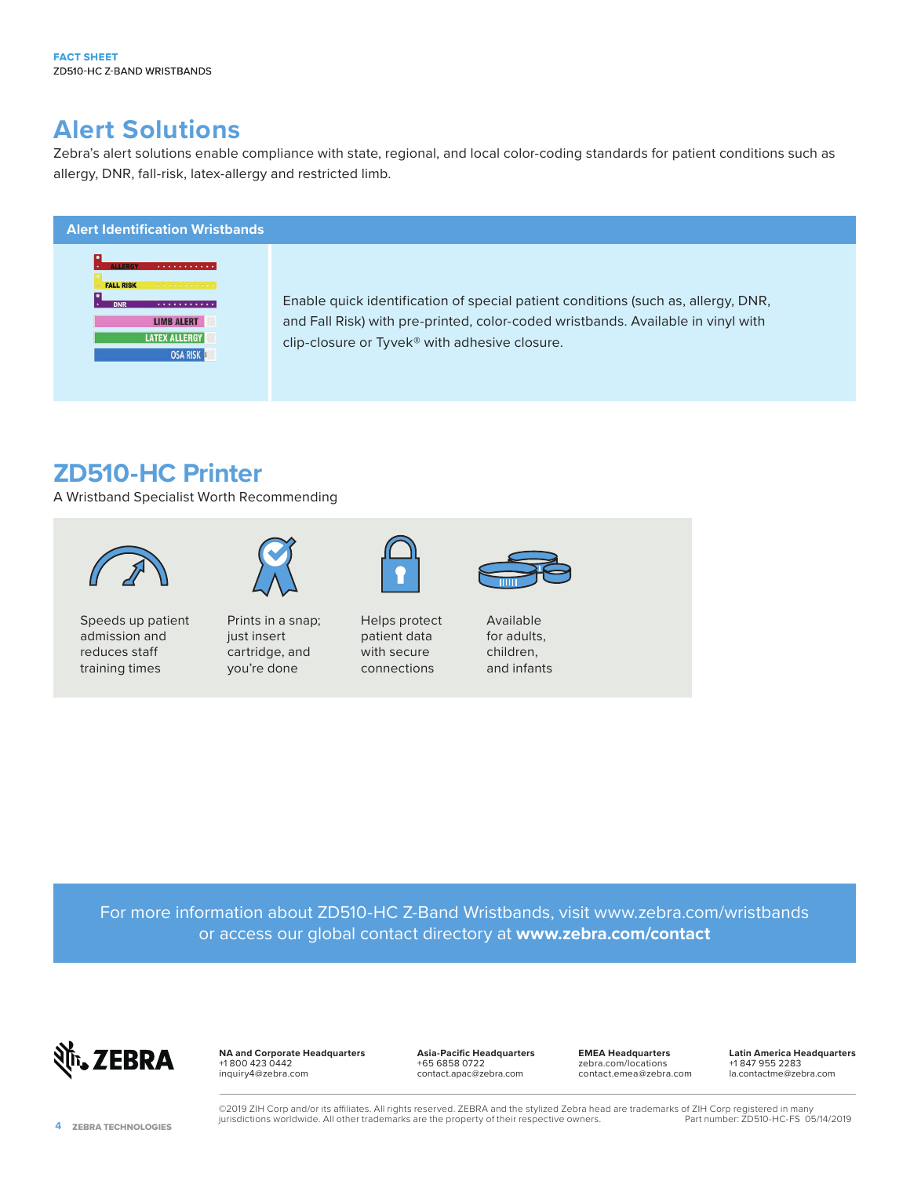## Alert Solutions

Zebra's alert solutions enable compliance with state, regional, and local color-coding standards for patient conditions such as allergy, DNR, fall-risk, latex-allergy and restricted limb.

### Alert Identification Wristbands

ALLERGY
FALL RISK
DNR
LIMB ALERT
LATEX ALLERGY
OSA RISK

Enable quick identification of special patient conditions (such as, allergy, DNR, and Fall Risk) with pre-printed, color-coded wristbands. Available in vinyl with clip-closure or Tyvek® with adhesive closure.

## ZD510-HC Printer

A Wristband Specialist Worth Recommending

- Speeds up patient admission and reduces staff training times
- Prints in a snap; just insert cartridge, and you're done
- Helps protect patient data with secure connections
- Available for adults, children, and infants

For more information about ZD510-HC Z-Band Wristbands, visit www.zebra.com/wristbands or access our global contact directory at **www.zebra.com/contact**

ZEBRA

**NA and Corporate Headquarters**
+1 800 423 0442
inquiry4@zebra.com

**Asia-Pacific Headquarters**
+65 6858 0722
contact.apac@zebra.com

**EMEA Headquarters**
zebra.com/locations
contact.emea@zebra.com

**Latin America Headquarters**
+1 847 955 2283
la.contactme@zebra.com

©2019 ZIH Corp and/or its affiliates. All rights reserved. ZEBRA and the stylized Zebra head are trademarks of ZIH Corp registered in many jurisdictions worldwide. All other trademarks are the property of their respective owners. Part number: ZD510-HC-FS 05/14/2019